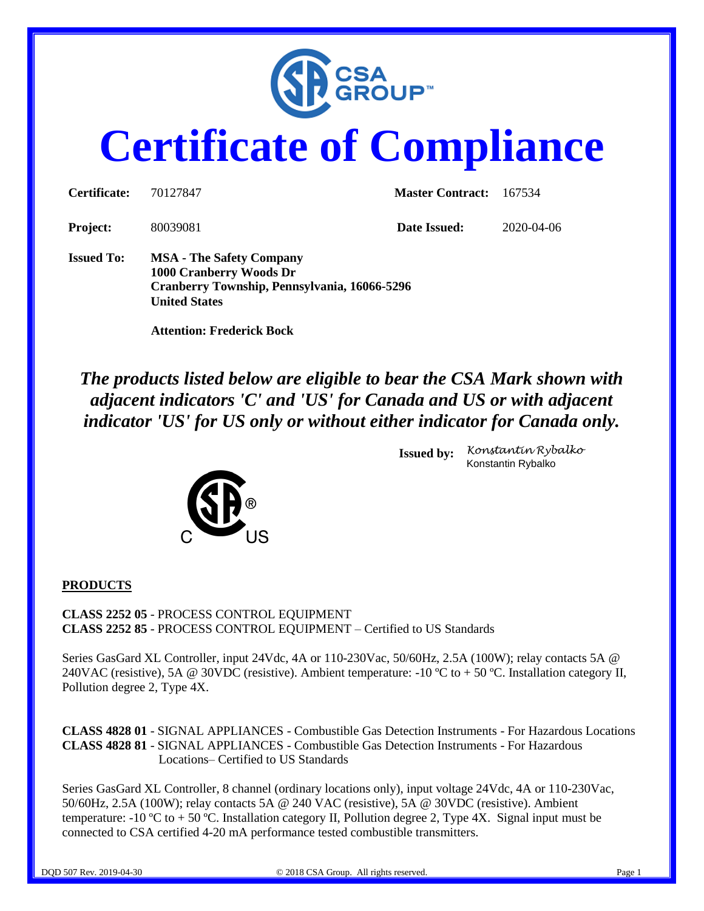# Certificate of Compliance

**Certificate:** 70127847 **Master Contract:** 167534

**Project:** 80039081 **Date Issued:** 2020-04-06

**Issued To:** **MSA - The Safety Company**
**1000 Cranberry Woods Dr**
**Cranberry Township, Pennsylvania, 16066-5296**
**United States**

**Attention: Frederick Bock**

***The products listed below are eligible to bear the CSA Mark shown with adjacent indicators 'C' and 'US' for Canada and US or with adjacent indicator 'US' for US only or without either indicator for Canada only.***

**Issued by:** *Konstantin Rybalko*
Konstantin Rybalko

C US

## PRODUCTS

**CLASS 2252 05** - PROCESS CONTROL EQUIPMENT
**CLASS 2252 85** - PROCESS CONTROL EQUIPMENT – Certified to US Standards

Series GasGard XL Controller, input 24Vdc, 4A or 110-230Vac, 50/60Hz, 2.5A (100W); relay contacts 5A @ 240VAC (resistive), 5A @ 30VDC (resistive). Ambient temperature: -10 ºC to + 50 ºC. Installation category II, Pollution degree 2, Type 4X.

**CLASS 4828 01** - SIGNAL APPLIANCES - Combustible Gas Detection Instruments - For Hazardous Locations
**CLASS 4828 81** - SIGNAL APPLIANCES - Combustible Gas Detection Instruments - For Hazardous Locations– Certified to US Standards

Series GasGard XL Controller, 8 channel (ordinary locations only), input voltage 24Vdc, 4A or 110-230Vac, 50/60Hz, 2.5A (100W); relay contacts 5A @ 240 VAC (resistive), 5A @ 30VDC (resistive). Ambient temperature: -10 ºC to + 50 ºC. Installation category II, Pollution degree 2, Type 4X. Signal input must be connected to CSA certified 4-20 mA performance tested combustible transmitters.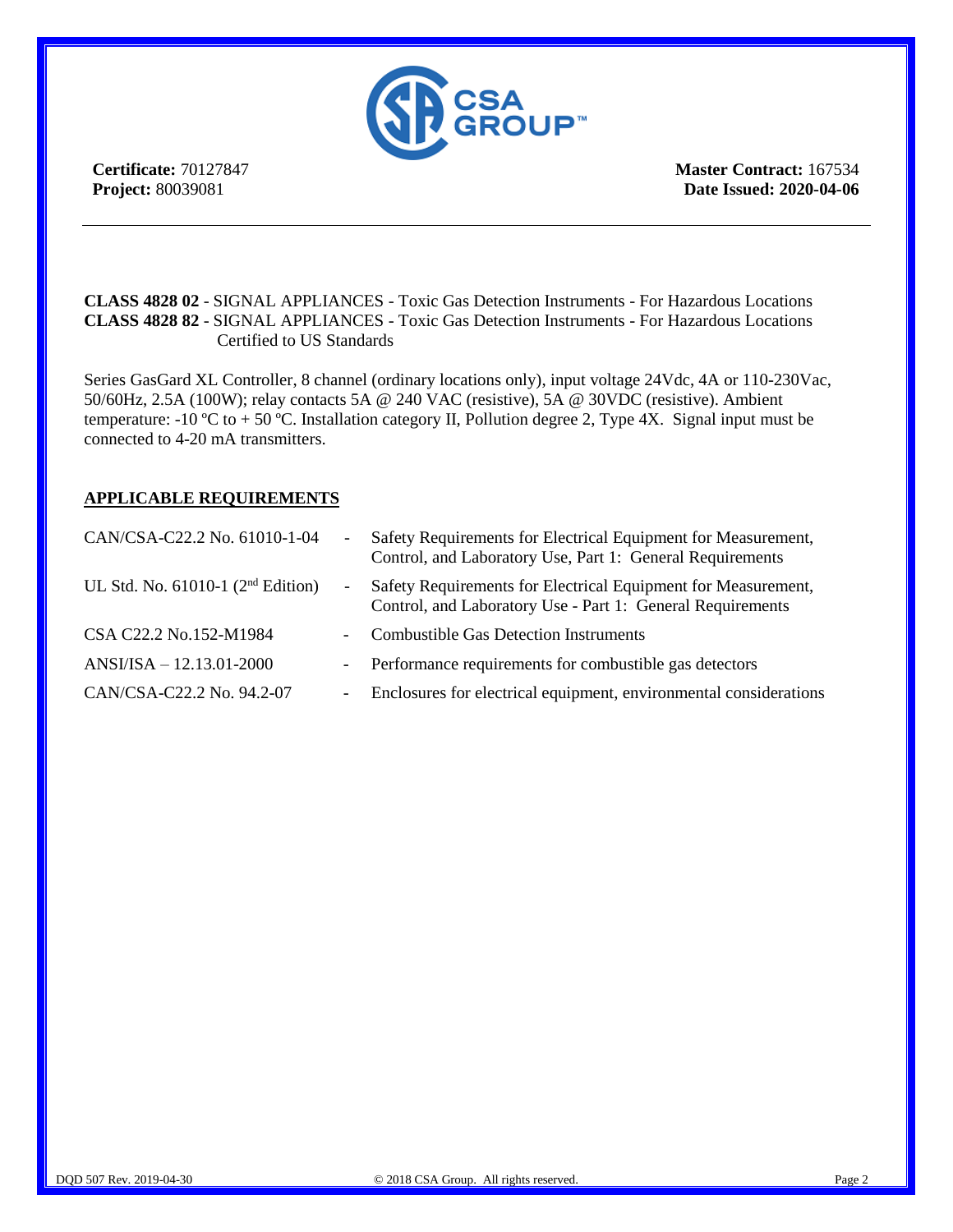**Certificate:** 70127847
**Project:** 80039081

**Master Contract:** 167534
**Date Issued: 2020-04-06**

---

**CLASS 4828 02** - SIGNAL APPLIANCES - Toxic Gas Detection Instruments - For Hazardous Locations
**CLASS 4828 82** - SIGNAL APPLIANCES - Toxic Gas Detection Instruments - For Hazardous Locations Certified to US Standards

Series GasGard XL Controller, 8 channel (ordinary locations only), input voltage 24Vdc, 4A or 110-230Vac, 50/60Hz, 2.5A (100W); relay contacts 5A @ 240 VAC (resistive), 5A @ 30VDC (resistive). Ambient temperature: -10 ºC to + 50 ºC. Installation category II, Pollution degree 2, Type 4X. Signal input must be connected to 4-20 mA transmitters.

## APPLICABLE REQUIREMENTS

| | | |
|---|---|---|
| CAN/CSA-C22.2 No. 61010-1-04 | - | Safety Requirements for Electrical Equipment for Measurement, Control, and Laboratory Use, Part 1: General Requirements |
| UL Std. No. 61010-1 (2nd Edition) | - | Safety Requirements for Electrical Equipment for Measurement, Control, and Laboratory Use - Part 1: General Requirements |
| CSA C22.2 No.152-M1984 | - | Combustible Gas Detection Instruments |
| ANSI/ISA – 12.13.01-2000 | - | Performance requirements for combustible gas detectors |
| CAN/CSA-C22.2 No. 94.2-07 | - | Enclosures for electrical equipment, environmental considerations |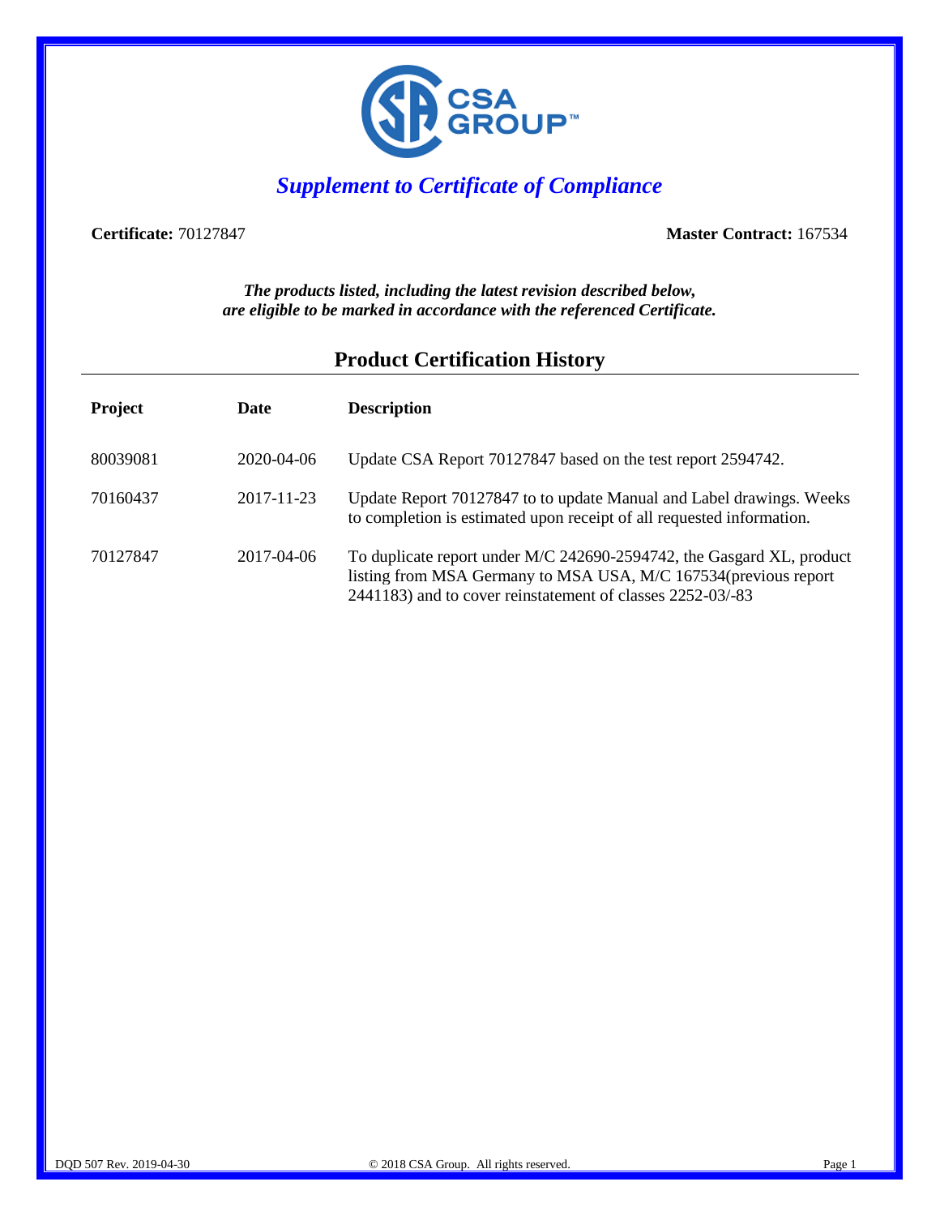# *Supplement to Certificate of Compliance*

**Certificate:** 70127847 **Master Contract:** 167534

***The products listed, including the latest revision described below, are eligible to be marked in accordance with the referenced Certificate.***

## Product Certification History

| Project | Date | Description |
|---|---|---|
| 80039081 | 2020-04-06 | Update CSA Report 70127847 based on the test report 2594742. |
| 70160437 | 2017-11-23 | Update Report 70127847 to to update Manual and Label drawings. Weeks to completion is estimated upon receipt of all requested information. |
| 70127847 | 2017-04-06 | To duplicate report under M/C 242690-2594742, the Gasgard XL, product listing from MSA Germany to MSA USA, M/C 167534(previous report 2441183) and to cover reinstatement of classes 2252-03/-83 |

DQD 507 Rev. 2019-04-30 © 2018 CSA Group. All rights reserved.